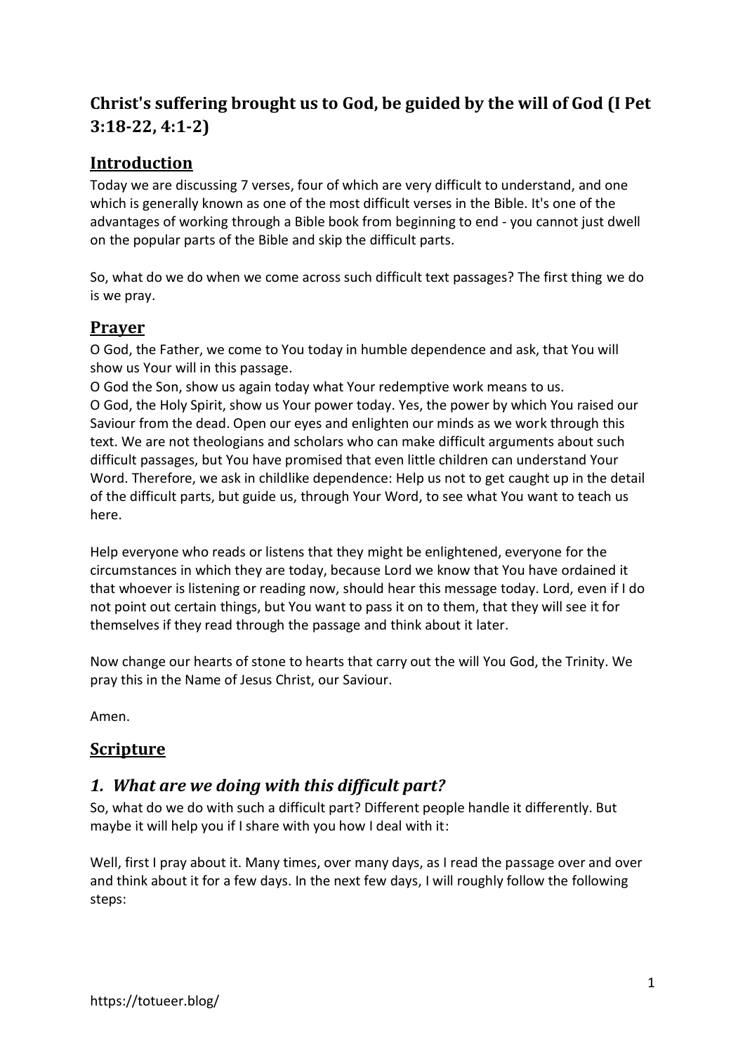# Christ's suffering brought us to God, be guided by the will of God (I Pet 3:18-22, 4:1-2)

## Introduction

Today we are discussing 7 verses, four of which are very difficult to understand, and one which is generally known as one of the most difficult verses in the Bible. It's one of the advantages of working through a Bible book from beginning to end - you cannot just dwell on the popular parts of the Bible and skip the difficult parts.

So, what do we do when we come across such difficult text passages? The first thing we do is we pray.

## Prayer

O God, the Father, we come to You today in humble dependence and ask, that You will show us Your will in this passage.
O God the Son, show us again today what Your redemptive work means to us.
O God, the Holy Spirit, show us Your power today. Yes, the power by which You raised our Saviour from the dead. Open our eyes and enlighten our minds as we work through this text. We are not theologians and scholars who can make difficult arguments about such difficult passages, but You have promised that even little children can understand Your Word. Therefore, we ask in childlike dependence: Help us not to get caught up in the detail of the difficult parts, but guide us, through Your Word, to see what You want to teach us here.

Help everyone who reads or listens that they might be enlightened, everyone for the circumstances in which they are today, because Lord we know that You have ordained it that whoever is listening or reading now, should hear this message today. Lord, even if I do not point out certain things, but You want to pass it on to them, that they will see it for themselves if they read through the passage and think about it later.

Now change our hearts of stone to hearts that carry out the will You God, the Trinity. We pray this in the Name of Jesus Christ, our Saviour.

Amen.

## Scripture

### *1. What are we doing with this difficult part?*

So, what do we do with such a difficult part? Different people handle it differently. But maybe it will help you if I share with you how I deal with it:

Well, first I pray about it. Many times, over many days, as I read the passage over and over and think about it for a few days. In the next few days, I will roughly follow the following steps: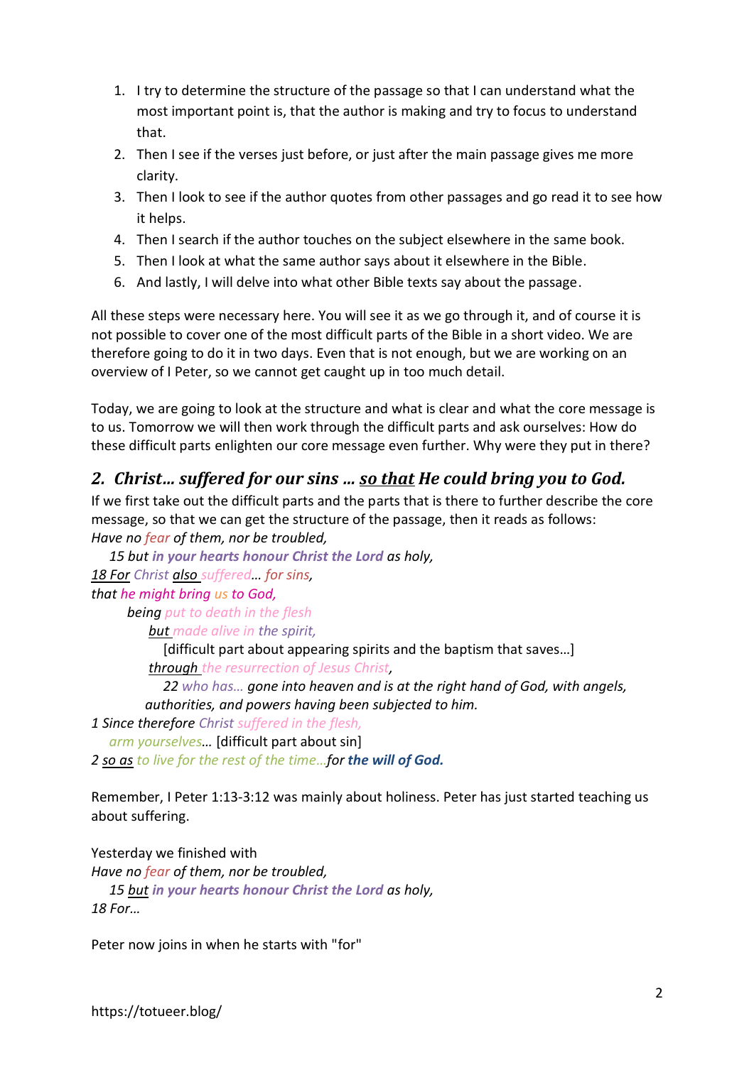1. I try to determine the structure of the passage so that I can understand what the most important point is, that the author is making and try to focus to understand that.
2. Then I see if the verses just before, or just after the main passage gives me more clarity.
3. Then I look to see if the author quotes from other passages and go read it to see how it helps.
4. Then I search if the author touches on the subject elsewhere in the same book.
5. Then I look at what the same author says about it elsewhere in the Bible.
6. And lastly, I will delve into what other Bible texts say about the passage.

All these steps were necessary here. You will see it as we go through it, and of course it is not possible to cover one of the most difficult parts of the Bible in a short video. We are therefore going to do it in two days. Even that is not enough, but we are working on an overview of I Peter, so we cannot get caught up in too much detail.

Today, we are going to look at the structure and what is clear and what the core message is to us. Tomorrow we will then work through the difficult parts and ask ourselves: How do these difficult parts enlighten our core message even further. Why were they put in there?

## 2. *Christ… suffered for our sins … so that He could bring you to God.*

If we first take out the difficult parts and the parts that is there to further describe the core message, so that we can get the structure of the passage, then it reads as follows:

*Have no fear of them, nor be troubled,*
&nbsp;&nbsp;&nbsp;&nbsp;*15 but **in your hearts honour Christ the Lord** as holy,*
*18 For Christ also suffered… for sins,*
*that he might bring us to God,*
&nbsp;&nbsp;&nbsp;&nbsp;&nbsp;&nbsp;&nbsp;&nbsp;*being put to death in the flesh*
&nbsp;&nbsp;&nbsp;&nbsp;&nbsp;&nbsp;&nbsp;&nbsp;&nbsp;&nbsp;&nbsp;&nbsp;*but made alive in the spirit,*
&nbsp;&nbsp;&nbsp;&nbsp;&nbsp;&nbsp;&nbsp;&nbsp;&nbsp;&nbsp;&nbsp;&nbsp;&nbsp;&nbsp;&nbsp;&nbsp;[difficult part about appearing spirits and the baptism that saves…]
&nbsp;&nbsp;&nbsp;&nbsp;&nbsp;&nbsp;&nbsp;&nbsp;&nbsp;&nbsp;&nbsp;&nbsp;*through the resurrection of Jesus Christ,*
&nbsp;&nbsp;&nbsp;&nbsp;&nbsp;&nbsp;&nbsp;&nbsp;&nbsp;&nbsp;&nbsp;&nbsp;&nbsp;&nbsp;&nbsp;&nbsp;*22 who has… gone into heaven and is at the right hand of God, with angels, authorities, and powers having been subjected to him.*
*1 Since therefore Christ suffered in the flesh,*
&nbsp;&nbsp;&nbsp;&nbsp;*arm yourselves…* [difficult part about sin]
*2 so as to live for the rest of the time…for **the will of God.***

Remember, I Peter 1:13-3:12 was mainly about holiness. Peter has just started teaching us about suffering.

Yesterday we finished with
*Have no fear of them, nor be troubled,*
&nbsp;&nbsp;&nbsp;&nbsp;*15 but **in your hearts honour Christ the Lord** as holy,*
*18 For…*

Peter now joins in when he starts with "for"

https://totueer.blog/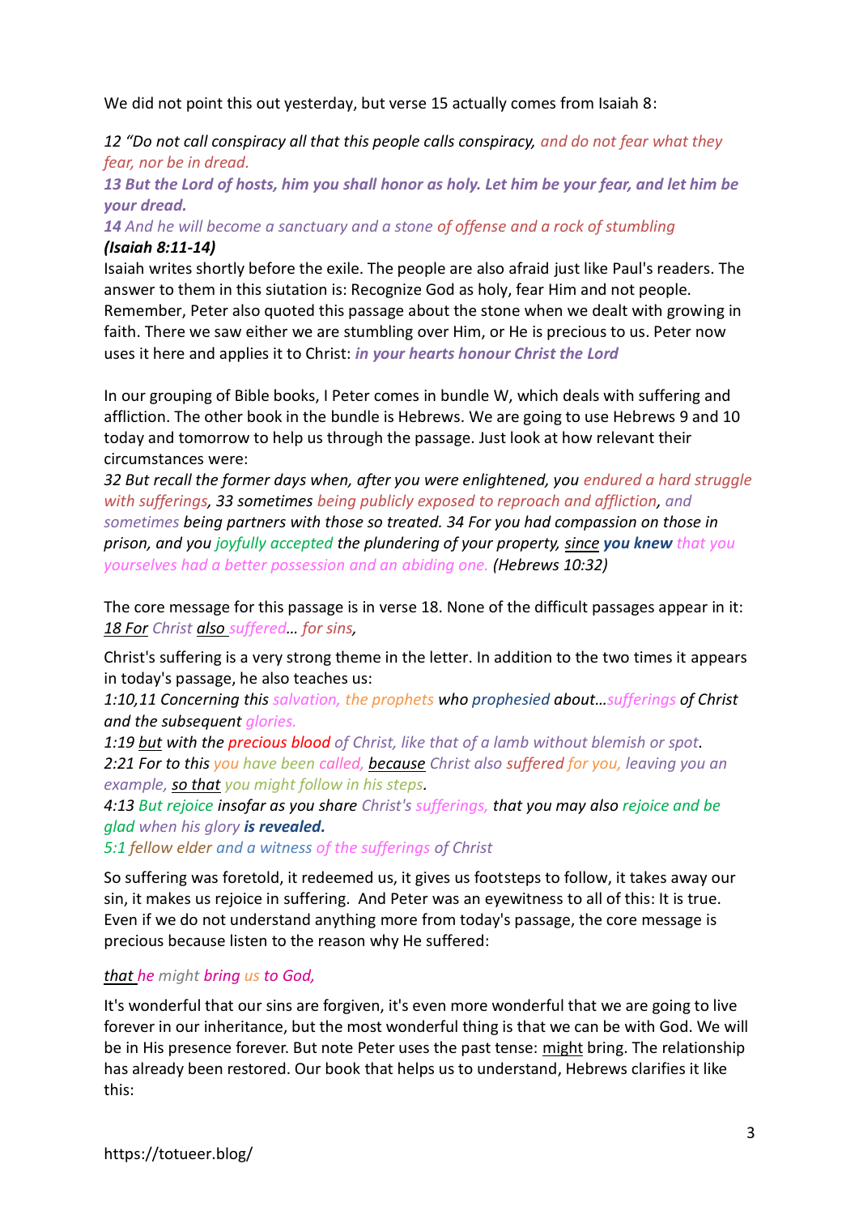We did not point this out yesterday, but verse 15 actually comes from Isaiah 8:

*12 "Do not call conspiracy all that this people calls conspiracy, and do not fear what they fear, nor be in dread.*

***13 But the Lord of hosts, him you shall honor as holy. Let him be your fear, and let him be your dread.***

***14** And he will become a sanctuary and a stone of offense and a rock of stumbling*

***(Isaiah 8:11-14)***

Isaiah writes shortly before the exile. The people are also afraid just like Paul's readers. The answer to them in this siutation is: Recognize God as holy, fear Him and not people. Remember, Peter also quoted this passage about the stone when we dealt with growing in faith. There we saw either we are stumbling over Him, or He is precious to us. Peter now uses it here and applies it to Christ: ***in your hearts honour Christ the Lord***

In our grouping of Bible books, I Peter comes in bundle W, which deals with suffering and affliction. The other book in the bundle is Hebrews. We are going to use Hebrews 9 and 10 today and tomorrow to help us through the passage. Just look at how relevant their circumstances were:

*32 But recall the former days when, after you were enlightened, you endured a hard struggle with sufferings, 33 sometimes being publicly exposed to reproach and affliction, and sometimes being partners with those so treated. 34 For you had compassion on those in prison, and you joyfully accepted the plundering of your property, since* ***you knew*** *that you yourselves had a better possession and an abiding one. (Hebrews 10:32)*

The core message for this passage is in verse 18. None of the difficult passages appear in it: *18 For Christ also suffered… for sins,*

Christ's suffering is a very strong theme in the letter. In addition to the two times it appears in today's passage, he also teaches us:

*1:10,11 Concerning this salvation, the prophets who prophesied about…sufferings of Christ and the subsequent glories.*

*1:19 but with the precious blood of Christ, like that of a lamb without blemish or spot.*

*2:21 For to this you have been called, because Christ also suffered for you, leaving you an example, so that you might follow in his steps.*

*4:13 But rejoice insofar as you share Christ's sufferings, that you may also rejoice and be glad when his glory* ***is revealed.***

*5:1 fellow elder and a witness of the sufferings of Christ*

So suffering was foretold, it redeemed us, it gives us footsteps to follow, it takes away our sin, it makes us rejoice in suffering. And Peter was an eyewitness to all of this: It is true. Even if we do not understand anything more from today's passage, the core message is precious because listen to the reason why He suffered:

*that he might bring us to God,*

It's wonderful that our sins are forgiven, it's even more wonderful that we are going to live forever in our inheritance, but the most wonderful thing is that we can be with God. We will be in His presence forever. But note Peter uses the past tense: might bring. The relationship has already been restored. Our book that helps us to understand, Hebrews clarifies it like this: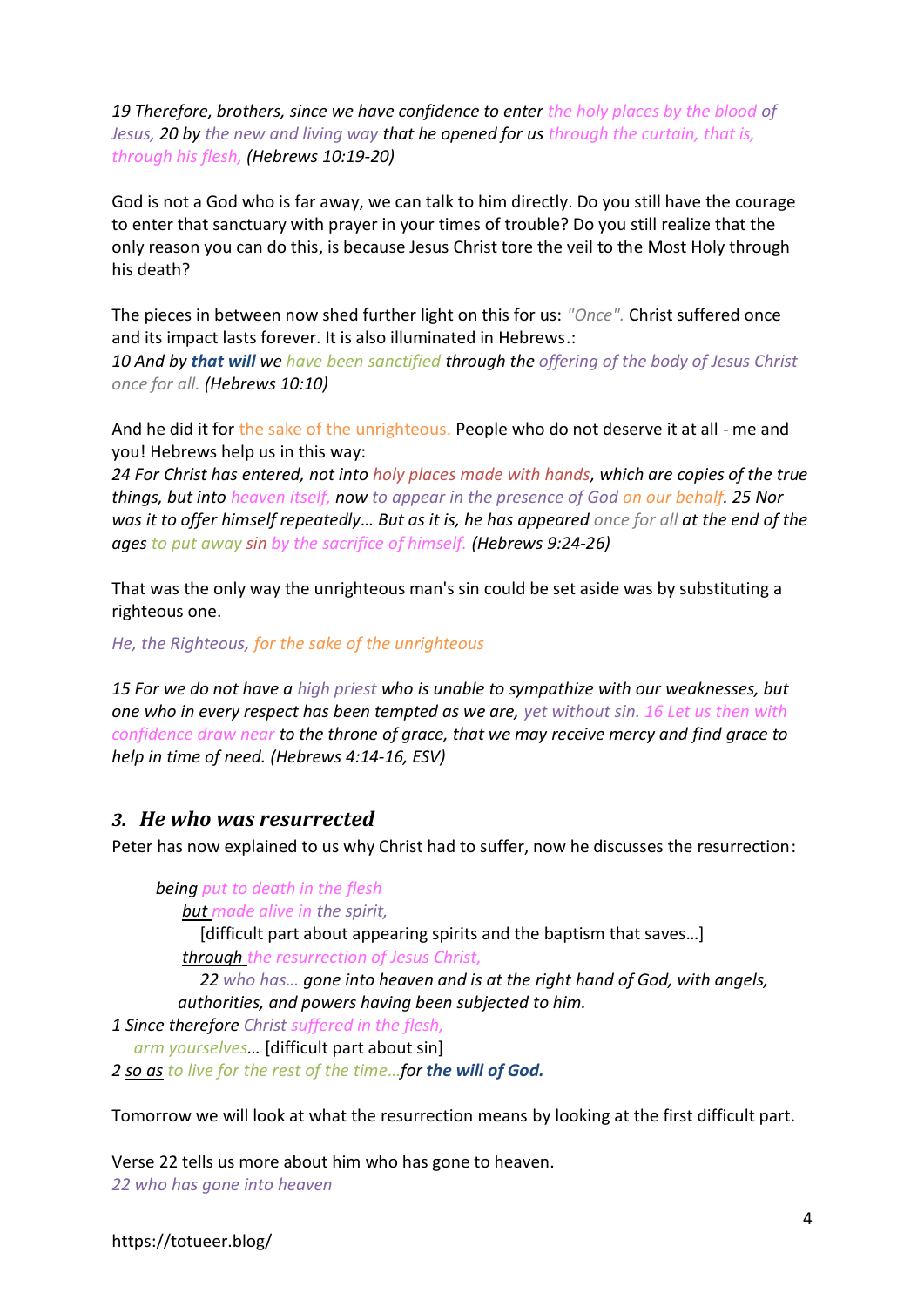*19 Therefore, brothers, since we have confidence to enter the holy places by the blood of Jesus, 20 by the new and living way that he opened for us through the curtain, that is, through his flesh, (Hebrews 10:19-20)*

God is not a God who is far away, we can talk to him directly. Do you still have the courage to enter that sanctuary with prayer in your times of trouble? Do you still realize that the only reason you can do this, is because Jesus Christ tore the veil to the Most Holy through his death?

The pieces in between now shed further light on this for us: *"Once".* Christ suffered once and its impact lasts forever. It is also illuminated in Hebrews.:
*10 And by **that will** we have been sanctified through the offering of the body of Jesus Christ once for all. (Hebrews 10:10)*

And he did it for the sake of the unrighteous. People who do not deserve it at all - me and you! Hebrews help us in this way:
*24 For Christ has entered, not into holy places made with hands, which are copies of the true things, but into heaven itself, now to appear in the presence of God on our behalf. 25 Nor was it to offer himself repeatedly… But as it is, he has appeared once for all at the end of the ages to put away sin by the sacrifice of himself. (Hebrews 9:24-26)*

That was the only way the unrighteous man's sin could be set aside was by substituting a righteous one.

*He, the Righteous, for the sake of the unrighteous*

*15 For we do not have a high priest who is unable to sympathize with our weaknesses, but one who in every respect has been tempted as we are, yet without sin. 16 Let us then with confidence draw near to the throne of grace, that we may receive mercy and find grace to help in time of need. (Hebrews 4:14-16, ESV)*

### 3. *He who was resurrected*

Peter has now explained to us why Christ had to suffer, now he discusses the resurrection:

> *being put to death in the flesh*
> *<u>but</u> made alive in the spirit,*
> [difficult part about appearing spirits and the baptism that saves…]
> *<u>through</u> the resurrection of Jesus Christ,*
> *22 who has… gone into heaven and is at the right hand of God, with angels, authorities, and powers having been subjected to him.*

*1 Since therefore Christ suffered in the flesh,*
*arm yourselves…* [difficult part about sin]
*2 <u>so as</u> to live for the rest of the time…for **the will of God.***

Tomorrow we will look at what the resurrection means by looking at the first difficult part.

Verse 22 tells us more about him who has gone to heaven.
*22 who has gone into heaven*

https://totueer.blog/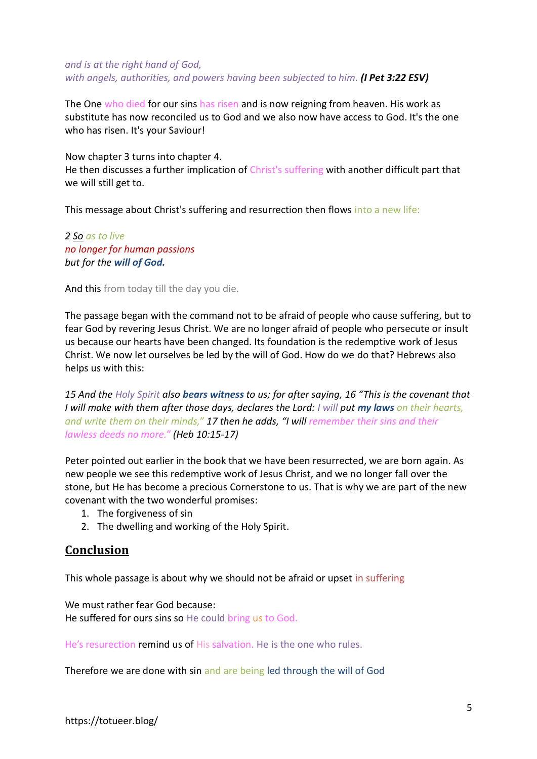*and is at the right hand of God,*
*with angels, authorities, and powers having been subjected to him.* ***(I Pet 3:22 ESV)***

The One who died for our sins has risen and is now reigning from heaven. His work as substitute has now reconciled us to God and we also now have access to God. It's the one who has risen. It's your Saviour!

Now chapter 3 turns into chapter 4.
He then discusses a further implication of Christ's suffering with another difficult part that we will still get to.

This message about Christ's suffering and resurrection then flows into a new life:

*2 So as to live*
*no longer for human passions*
*but for the* ***will of God.***

And this from today till the day you die.

The passage began with the command not to be afraid of people who cause suffering, but to fear God by revering Jesus Christ. We are no longer afraid of people who persecute or insult us because our hearts have been changed. Its foundation is the redemptive work of Jesus Christ. We now let ourselves be led by the will of God. How do we do that? Hebrews also helps us with this:

*15 And the Holy Spirit also* ***bears witness*** *to us; for after saying, 16 "This is the covenant that I will make with them after those days, declares the Lord: I will put* ***my laws*** *on their hearts, and write them on their minds," 17 then he adds, "I will remember their sins and their lawless deeds no more." (Heb 10:15-17)*

Peter pointed out earlier in the book that we have been resurrected, we are born again. As new people we see this redemptive work of Jesus Christ, and we no longer fall over the stone, but He has become a precious Cornerstone to us. That is why we are part of the new covenant with the two wonderful promises:

1. The forgiveness of sin
2. The dwelling and working of the Holy Spirit.

## Conclusion

This whole passage is about why we should not be afraid or upset in suffering

We must rather fear God because:
He suffered for ours sins so He could bring us to God.

He's resurection remind us of His salvation. He is the one who rules.

Therefore we are done with sin and are being led through the will of God

https://totueer.blog/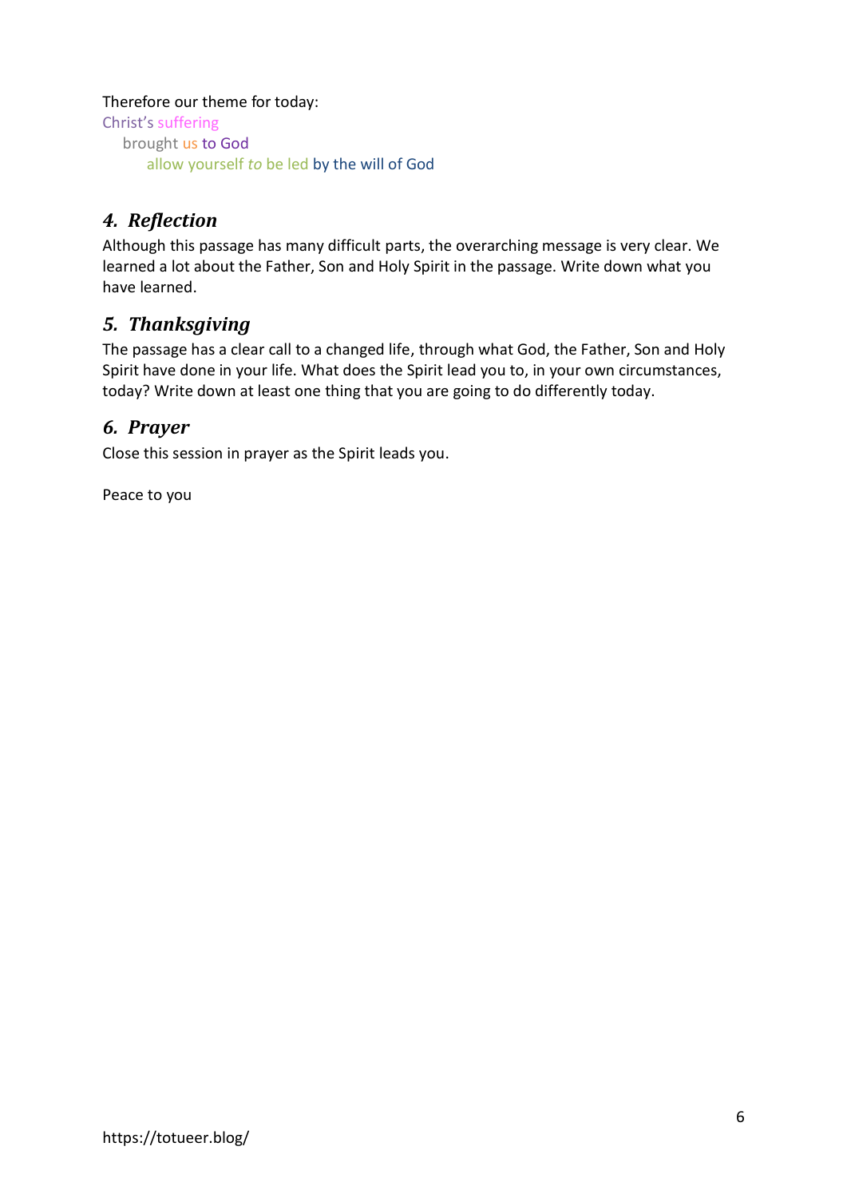Therefore our theme for today:

Christ's suffering

  brought us to God

    allow yourself *to* be led by the will of God

## 4. *Reflection*

Although this passage has many difficult parts, the overarching message is very clear. We learned a lot about the Father, Son and Holy Spirit in the passage. Write down what you have learned.

## 5. *Thanksgiving*

The passage has a clear call to a changed life, through what God, the Father, Son and Holy Spirit have done in your life. What does the Spirit lead you to, in your own circumstances, today? Write down at least one thing that you are going to do differently today.

## 6. *Prayer*

Close this session in prayer as the Spirit leads you.

Peace to you